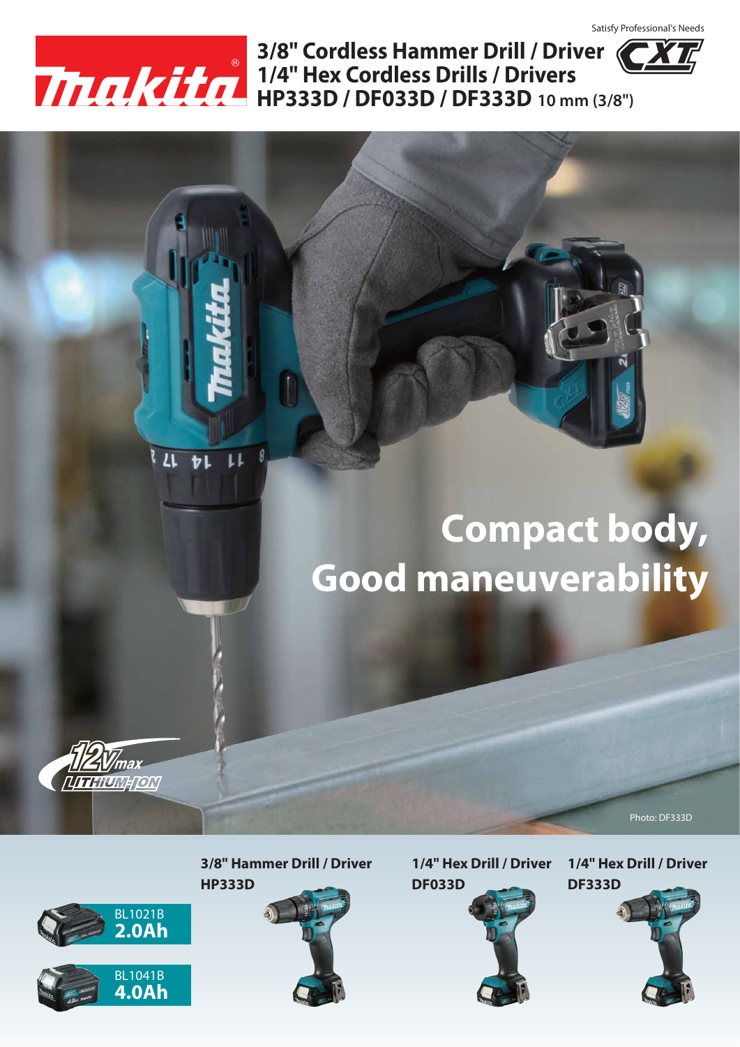Satisfy Professional's Needs

# 3/8" Cordless Hammer Drill / Driver
# 1/4" Hex Cordless Drills / Drivers
# HP333D / DF033D / DF333D 10 mm (3/8")

CXT

## Compact body, Good maneuverability

12V max LITHIUM-ION

Photo: DF333D

BL1021B **2.0Ah**

BL1041B **4.0Ah**

**3/8" Hammer Drill / Driver**
**HP333D**

**1/4" Hex Drill / Driver**
**DF033D**

**1/4" Hex Drill / Driver**
**DF333D**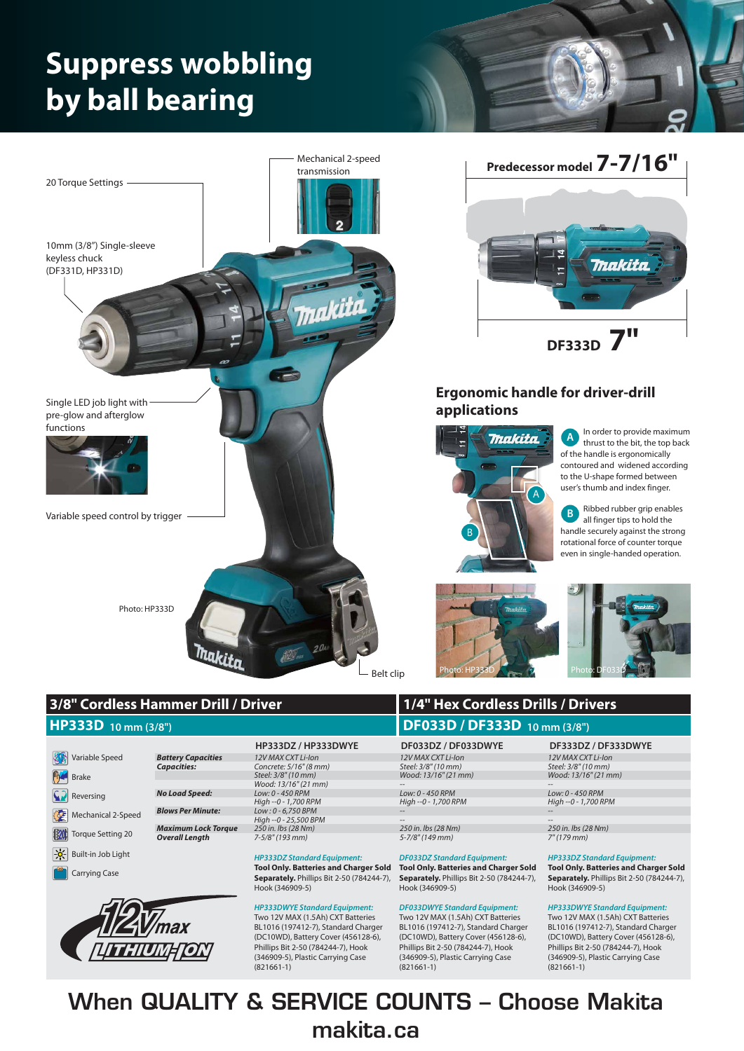# Suppress wobbling by ball bearing

20 Torque Settings

Mechanical 2-speed transmission

10mm (3/8") Single-sleeve keyless chuck (DF331D, HP331D)

Single LED job light with pre-glow and afterglow functions

Variable speed control by trigger

Photo: HP333D

Belt clip

Predecessor model **7-7/16"**

DF333D **7"**

## Ergonomic handle for driver-drill applications

**A** In order to provide maximum thrust to the bit, the top back of the handle is ergonomically contoured and widened according to the U-shape formed between user's thumb and index finger.

**B** Ribbed rubber grip enables all finger tips to hold the handle securely against the strong rotational force of counter torque even in single-handed operation.

Photo: HP333D

Photo: DF033D

## 3/8" Cordless Hammer Drill / Driver

### HP333D 10 mm (3/8")

## 1/4" Hex Cordless Drills / Drivers

### DF033D / DF333D 10 mm (3/8")

- Variable Speed
- Brake
- Reversing
- Mechanical 2-Speed
- Torque Setting 20
- Built-in Job Light
- Carrying Case

| | HP333DZ / HP333DWYE | DF033DZ / DF033DWYE | DF333DZ / DF333DWYE |
|---|---|---|---|
| ***Battery Capacities*** | *12V MAX CXT Li-Ion* | *12V MAX CXT Li-Ion* | *12V MAX CXT Li-Ion* |
| ***Capacities:*** | *Concrete: 5/16" (8 mm)* | *Steel: 3/8" (10 mm)* | *Steel: 3/8" (10 mm)* |
| | *Steel: 3/8" (10 mm)* | *Wood: 13/16" (21 mm)* | *Wood: 13/16" (21 mm)* |
| | *Wood: 13/16" (21 mm)* | *--* | *--* |
| ***No Load Speed:*** | *Low: 0 - 450 RPM* | *Low: 0 - 450 RPM* | *Low: 0 - 450 RPM* |
| | *High --0 - 1,700 RPM* | *High --0 - 1,700 RPM* | *High --0 - 1,700 RPM* |
| ***Blows Per Minute:*** | *Low : 0 - 6,750 BPM* | *--* | *--* |
| | *High --0 - 25,500 BPM* | *--* | *--* |
| ***Maximum Lock Torque*** | *250 in. lbs (28 Nm)* | *250 in. lbs (28 Nm)* | *250 in. lbs (28 Nm)* |
| ***Overall Length*** | *7-5/8" (193 mm)* | *5-7/8" (149 mm)* | *7" (179 mm)* |

*HP333DZ Standard Equipment:*
**Tool Only. Batteries and Charger Sold Separately.** Phillips Bit 2-50 (784244-7), Hook (346909-5)

*HP333DWYE Standard Equipment:*
Two 12V MAX (1.5Ah) CXT Batteries BL1016 (197412-7), Standard Charger (DC10WD), Battery Cover (456128-6), Phillips Bit 2-50 (784244-7), Hook (346909-5), Plastic Carrying Case (821661-1)

*DF033DZ Standard Equipment:*
**Tool Only. Batteries and Charger Sold Separately.** Phillips Bit 2-50 (784244-7), Hook (346909-5)

*DF033DWYE Standard Equipment:*
Two 12V MAX (1.5Ah) CXT Batteries BL1016 (197412-7), Standard Charger (DC10WD), Battery Cover (456128-6), Phillips Bit 2-50 (784244-7), Hook (346909-5), Plastic Carrying Case (821661-1)

*HP333DZ Standard Equipment:*
**Tool Only. Batteries and Charger Sold Separately.** Phillips Bit 2-50 (784244-7), Hook (346909-5)

*HP333DWYE Standard Equipment:*
Two 12V MAX (1.5Ah) CXT Batteries BL1016 (197412-7), Standard Charger (DC10WD), Battery Cover (456128-6), Phillips Bit 2-50 (784244-7), Hook (346909-5), Plastic Carrying Case (821661-1)

12V max LITHIUM-ION

# When QUALITY & SERVICE COUNTS – Choose Makita

makita.ca